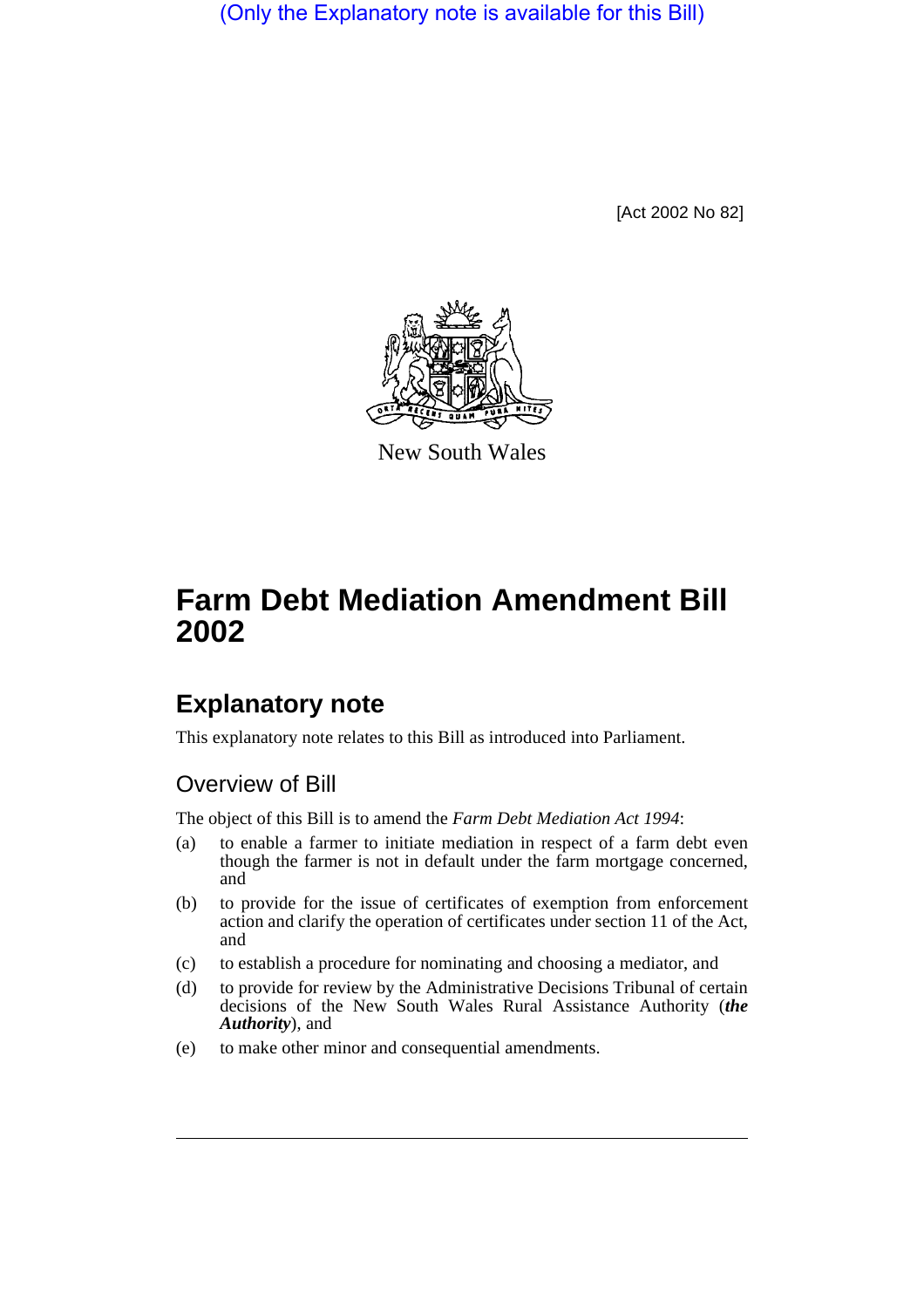(Only the Explanatory note is available for this Bill)

[Act 2002 No 82]

New South Wales

# Farm Debt Mediation Amendment Bill 2002

## Explanatory note

This explanatory note relates to this Bill as introduced into Parliament.

### Overview of Bill

The object of this Bill is to amend the *Farm Debt Mediation Act 1994*:

(a) to enable a farmer to initiate mediation in respect of a farm debt even though the farmer is not in default under the farm mortgage concerned, and

(b) to provide for the issue of certificates of exemption from enforcement action and clarify the operation of certificates under section 11 of the Act, and

(c) to establish a procedure for nominating and choosing a mediator, and

(d) to provide for review by the Administrative Decisions Tribunal of certain decisions of the New South Wales Rural Assistance Authority (***the Authority***), and

(e) to make other minor and consequential amendments.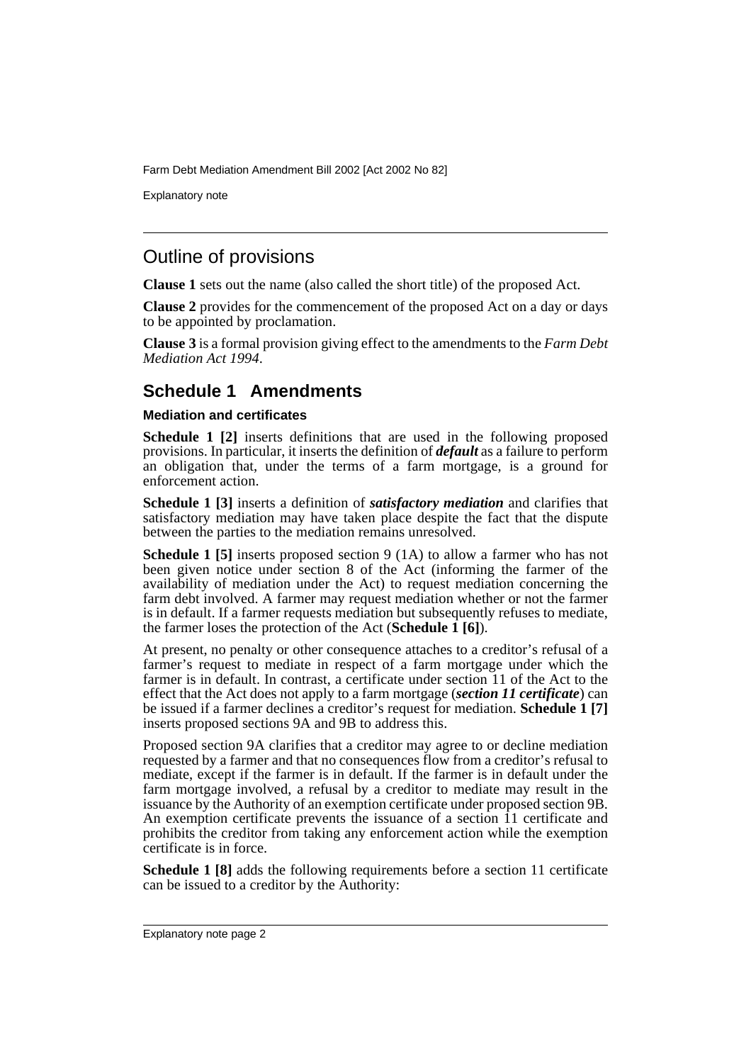## Outline of provisions

**Clause 1** sets out the name (also called the short title) of the proposed Act.

**Clause 2** provides for the commencement of the proposed Act on a day or days to be appointed by proclamation.

**Clause 3** is a formal provision giving effect to the amendments to the *Farm Debt Mediation Act 1994*.

## Schedule 1 Amendments

### Mediation and certificates

**Schedule 1 [2]** inserts definitions that are used in the following proposed provisions. In particular, it inserts the definition of ***default*** as a failure to perform an obligation that, under the terms of a farm mortgage, is a ground for enforcement action.

**Schedule 1 [3]** inserts a definition of ***satisfactory mediation*** and clarifies that satisfactory mediation may have taken place despite the fact that the dispute between the parties to the mediation remains unresolved.

**Schedule 1 [5]** inserts proposed section 9 (1A) to allow a farmer who has not been given notice under section 8 of the Act (informing the farmer of the availability of mediation under the Act) to request mediation concerning the farm debt involved. A farmer may request mediation whether or not the farmer is in default. If a farmer requests mediation but subsequently refuses to mediate, the farmer loses the protection of the Act (**Schedule 1 [6]**).

At present, no penalty or other consequence attaches to a creditor's refusal of a farmer's request to mediate in respect of a farm mortgage under which the farmer is in default. In contrast, a certificate under section 11 of the Act to the effect that the Act does not apply to a farm mortgage (***section 11 certificate***) can be issued if a farmer declines a creditor's request for mediation. **Schedule 1 [7]** inserts proposed sections 9A and 9B to address this.

Proposed section 9A clarifies that a creditor may agree to or decline mediation requested by a farmer and that no consequences flow from a creditor's refusal to mediate, except if the farmer is in default. If the farmer is in default under the farm mortgage involved, a refusal by a creditor to mediate may result in the issuance by the Authority of an exemption certificate under proposed section 9B. An exemption certificate prevents the issuance of a section 11 certificate and prohibits the creditor from taking any enforcement action while the exemption certificate is in force.

**Schedule 1 [8]** adds the following requirements before a section 11 certificate can be issued to a creditor by the Authority: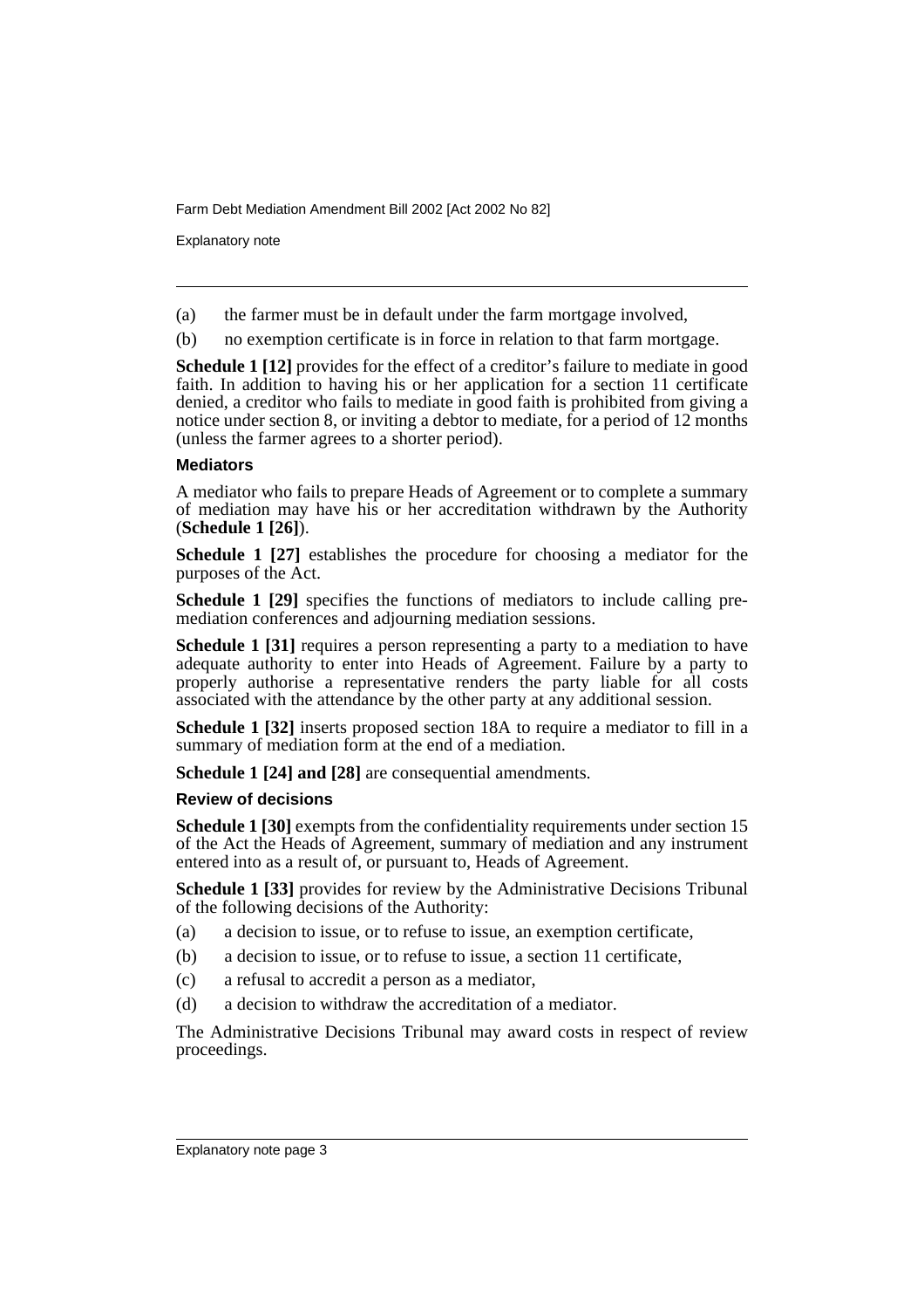(a) the farmer must be in default under the farm mortgage involved,

(b) no exemption certificate is in force in relation to that farm mortgage.

**Schedule 1 [12]** provides for the effect of a creditor's failure to mediate in good faith. In addition to having his or her application for a section 11 certificate denied, a creditor who fails to mediate in good faith is prohibited from giving a notice under section 8, or inviting a debtor to mediate, for a period of 12 months (unless the farmer agrees to a shorter period).

#### Mediators

A mediator who fails to prepare Heads of Agreement or to complete a summary of mediation may have his or her accreditation withdrawn by the Authority (**Schedule 1 [26]**).

**Schedule 1 [27]** establishes the procedure for choosing a mediator for the purposes of the Act.

**Schedule 1 [29]** specifies the functions of mediators to include calling pre-mediation conferences and adjourning mediation sessions.

**Schedule 1 [31]** requires a person representing a party to a mediation to have adequate authority to enter into Heads of Agreement. Failure by a party to properly authorise a representative renders the party liable for all costs associated with the attendance by the other party at any additional session.

**Schedule 1 [32]** inserts proposed section 18A to require a mediator to fill in a summary of mediation form at the end of a mediation.

**Schedule 1 [24] and [28]** are consequential amendments.

#### Review of decisions

**Schedule 1 [30]** exempts from the confidentiality requirements under section 15 of the Act the Heads of Agreement, summary of mediation and any instrument entered into as a result of, or pursuant to, Heads of Agreement.

**Schedule 1 [33]** provides for review by the Administrative Decisions Tribunal of the following decisions of the Authority:

(a) a decision to issue, or to refuse to issue, an exemption certificate,

(b) a decision to issue, or to refuse to issue, a section 11 certificate,

(c) a refusal to accredit a person as a mediator,

(d) a decision to withdraw the accreditation of a mediator.

The Administrative Decisions Tribunal may award costs in respect of review proceedings.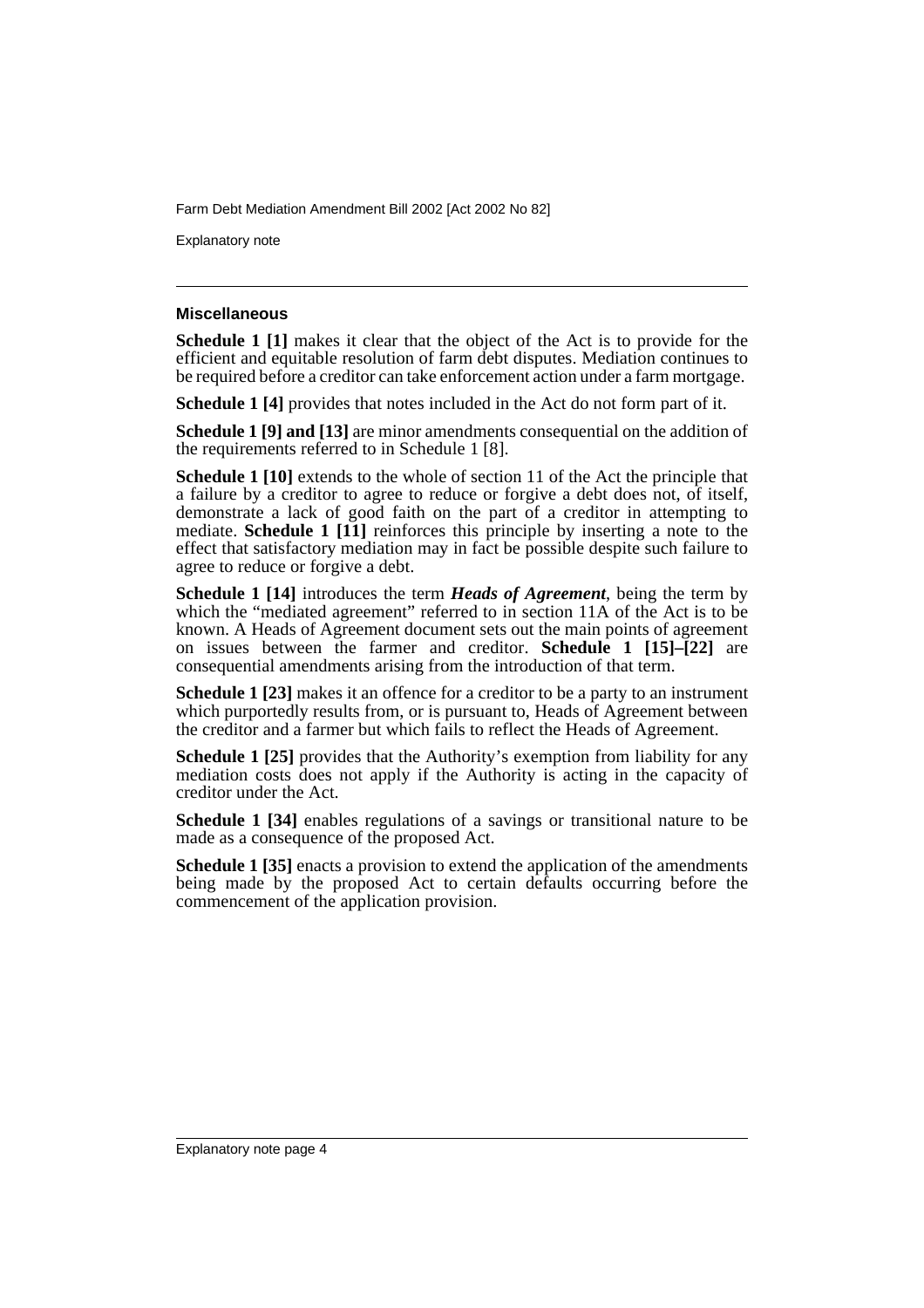**Miscellaneous**

**Schedule 1 [1]** makes it clear that the object of the Act is to provide for the efficient and equitable resolution of farm debt disputes. Mediation continues to be required before a creditor can take enforcement action under a farm mortgage.

**Schedule 1 [4]** provides that notes included in the Act do not form part of it.

**Schedule 1 [9] and [13]** are minor amendments consequential on the addition of the requirements referred to in Schedule 1 [8].

**Schedule 1 [10]** extends to the whole of section 11 of the Act the principle that a failure by a creditor to agree to reduce or forgive a debt does not, of itself, demonstrate a lack of good faith on the part of a creditor in attempting to mediate. **Schedule 1 [11]** reinforces this principle by inserting a note to the effect that satisfactory mediation may in fact be possible despite such failure to agree to reduce or forgive a debt.

**Schedule 1 [14]** introduces the term ***Heads of Agreement***, being the term by which the "mediated agreement" referred to in section 11A of the Act is to be known. A Heads of Agreement document sets out the main points of agreement on issues between the farmer and creditor. **Schedule 1 [15]–[22]** are consequential amendments arising from the introduction of that term.

**Schedule 1 [23]** makes it an offence for a creditor to be a party to an instrument which purportedly results from, or is pursuant to, Heads of Agreement between the creditor and a farmer but which fails to reflect the Heads of Agreement.

**Schedule 1 [25]** provides that the Authority's exemption from liability for any mediation costs does not apply if the Authority is acting in the capacity of creditor under the Act.

**Schedule 1 [34]** enables regulations of a savings or transitional nature to be made as a consequence of the proposed Act.

**Schedule 1 [35]** enacts a provision to extend the application of the amendments being made by the proposed Act to certain defaults occurring before the commencement of the application provision.